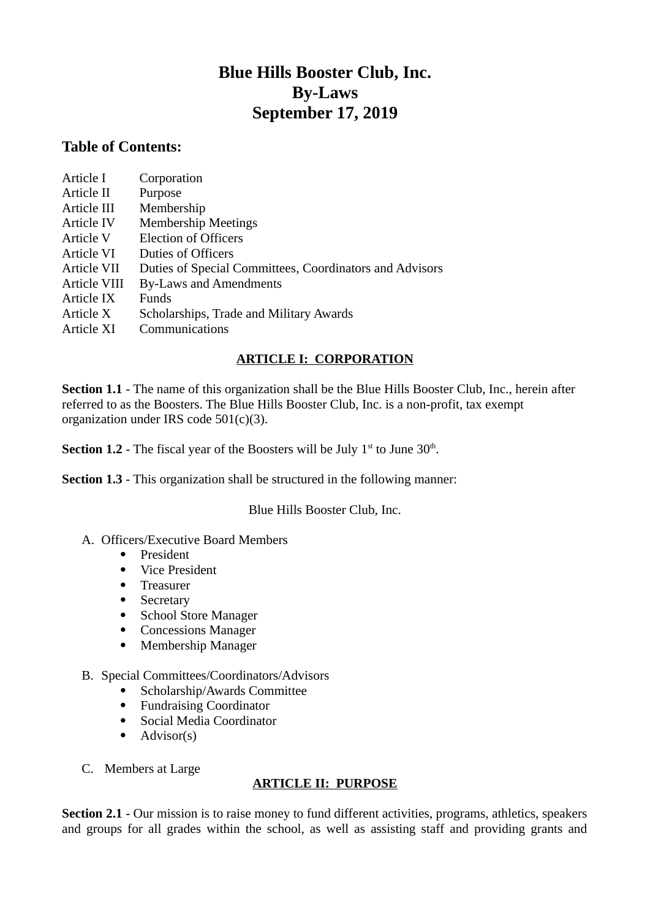# Blue Hills Booster Club, Inc.
# By-Laws
# September 17, 2019

## Table of Contents:

| | |
|---|---|
| Article I | Corporation |
| Article II | Purpose |
| Article III | Membership |
| Article IV | Membership Meetings |
| Article V | Election of Officers |
| Article VI | Duties of Officers |
| Article VII | Duties of Special Committees, Coordinators and Advisors |
| Article VIII | By-Laws and Amendments |
| Article IX | Funds |
| Article X | Scholarships, Trade and Military Awards |
| Article XI | Communications |

## ARTICLE I: CORPORATION

**Section 1.1** - The name of this organization shall be the Blue Hills Booster Club, Inc., herein after referred to as the Boosters. The Blue Hills Booster Club, Inc. is a non-profit, tax exempt organization under IRS code 501(c)(3).

**Section 1.2** - The fiscal year of the Boosters will be July 1st to June 30th.

**Section 1.3** - This organization shall be structured in the following manner:

Blue Hills Booster Club, Inc.

A. Officers/Executive Board Members
   - President
   - Vice President
   - Treasurer
   - Secretary
   - School Store Manager
   - Concessions Manager
   - Membership Manager

B. Special Committees/Coordinators/Advisors
   - Scholarship/Awards Committee
   - Fundraising Coordinator
   - Social Media Coordinator
   - Advisor(s)

C. Members at Large

## ARTICLE II: PURPOSE

**Section 2.1** - Our mission is to raise money to fund different activities, programs, athletics, speakers and groups for all grades within the school, as well as assisting staff and providing grants and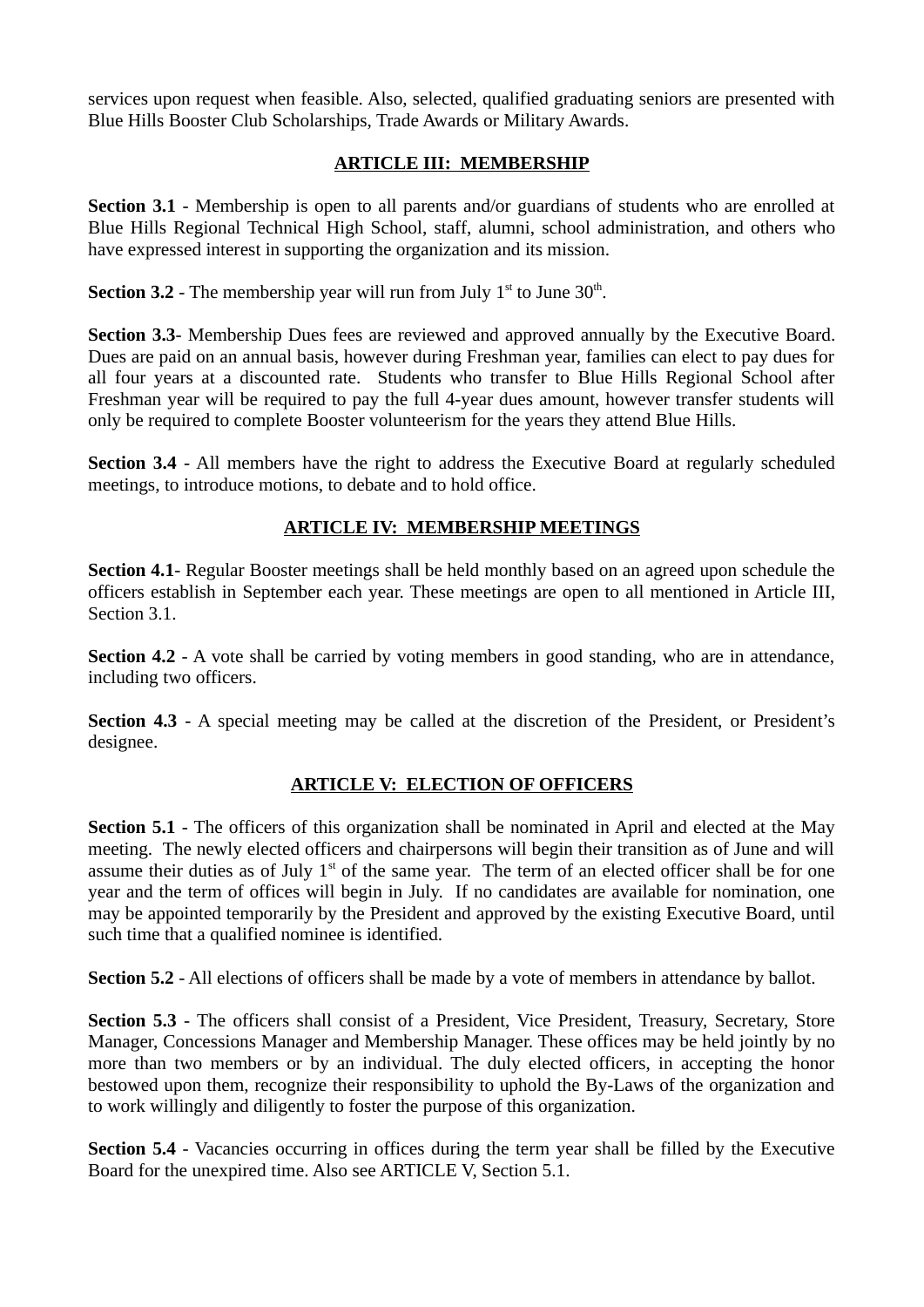services upon request when feasible. Also, selected, qualified graduating seniors are presented with Blue Hills Booster Club Scholarships, Trade Awards or Military Awards.

## ARTICLE III: MEMBERSHIP

**Section 3.1** - Membership is open to all parents and/or guardians of students who are enrolled at Blue Hills Regional Technical High School, staff, alumni, school administration, and others who have expressed interest in supporting the organization and its mission.

**Section 3.2** - The membership year will run from July 1st to June 30th.

**Section 3.3**- Membership Dues fees are reviewed and approved annually by the Executive Board. Dues are paid on an annual basis, however during Freshman year, families can elect to pay dues for all four years at a discounted rate. Students who transfer to Blue Hills Regional School after Freshman year will be required to pay the full 4-year dues amount, however transfer students will only be required to complete Booster volunteerism for the years they attend Blue Hills.

**Section 3.4** - All members have the right to address the Executive Board at regularly scheduled meetings, to introduce motions, to debate and to hold office.

## ARTICLE IV: MEMBERSHIP MEETINGS

**Section 4.1**- Regular Booster meetings shall be held monthly based on an agreed upon schedule the officers establish in September each year. These meetings are open to all mentioned in Article III, Section 3.1.

**Section 4.2** - A vote shall be carried by voting members in good standing, who are in attendance, including two officers.

**Section 4.3** - A special meeting may be called at the discretion of the President, or President's designee.

## ARTICLE V: ELECTION OF OFFICERS

**Section 5.1** - The officers of this organization shall be nominated in April and elected at the May meeting. The newly elected officers and chairpersons will begin their transition as of June and will assume their duties as of July 1st of the same year. The term of an elected officer shall be for one year and the term of offices will begin in July. If no candidates are available for nomination, one may be appointed temporarily by the President and approved by the existing Executive Board, until such time that a qualified nominee is identified.

**Section 5.2** - All elections of officers shall be made by a vote of members in attendance by ballot.

**Section 5.3** - The officers shall consist of a President, Vice President, Treasury, Secretary, Store Manager, Concessions Manager and Membership Manager. These offices may be held jointly by no more than two members or by an individual. The duly elected officers, in accepting the honor bestowed upon them, recognize their responsibility to uphold the By-Laws of the organization and to work willingly and diligently to foster the purpose of this organization.

**Section 5.4** - Vacancies occurring in offices during the term year shall be filled by the Executive Board for the unexpired time. Also see ARTICLE V, Section 5.1.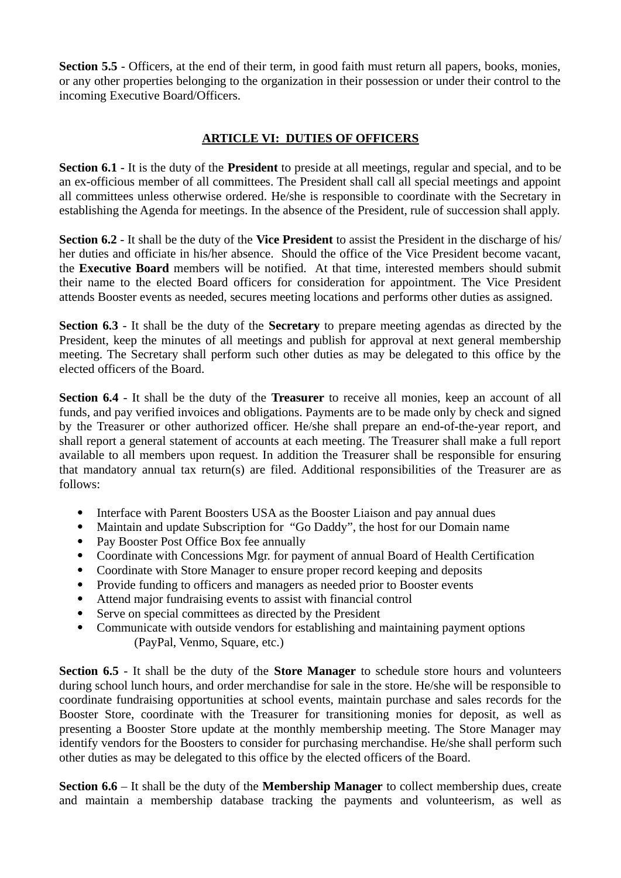**Section 5.5** - Officers, at the end of their term, in good faith must return all papers, books, monies, or any other properties belonging to the organization in their possession or under their control to the incoming Executive Board/Officers.

## ARTICLE VI: DUTIES OF OFFICERS

**Section 6.1** - It is the duty of the **President** to preside at all meetings, regular and special, and to be an ex-officious member of all committees. The President shall call all special meetings and appoint all committees unless otherwise ordered. He/she is responsible to coordinate with the Secretary in establishing the Agenda for meetings. In the absence of the President, rule of succession shall apply.

**Section 6.2** - It shall be the duty of the **Vice President** to assist the President in the discharge of his/ her duties and officiate in his/her absence. Should the office of the Vice President become vacant, the **Executive Board** members will be notified. At that time, interested members should submit their name to the elected Board officers for consideration for appointment. The Vice President attends Booster events as needed, secures meeting locations and performs other duties as assigned.

**Section 6.3** - It shall be the duty of the **Secretary** to prepare meeting agendas as directed by the President, keep the minutes of all meetings and publish for approval at next general membership meeting. The Secretary shall perform such other duties as may be delegated to this office by the elected officers of the Board.

**Section 6.4** - It shall be the duty of the **Treasurer** to receive all monies, keep an account of all funds, and pay verified invoices and obligations. Payments are to be made only by check and signed by the Treasurer or other authorized officer. He/she shall prepare an end-of-the-year report, and shall report a general statement of accounts at each meeting. The Treasurer shall make a full report available to all members upon request. In addition the Treasurer shall be responsible for ensuring that mandatory annual tax return(s) are filed. Additional responsibilities of the Treasurer are as follows:

- Interface with Parent Boosters USA as the Booster Liaison and pay annual dues
- Maintain and update Subscription for "Go Daddy", the host for our Domain name
- Pay Booster Post Office Box fee annually
- Coordinate with Concessions Mgr. for payment of annual Board of Health Certification
- Coordinate with Store Manager to ensure proper record keeping and deposits
- Provide funding to officers and managers as needed prior to Booster events
- Attend major fundraising events to assist with financial control
- Serve on special committees as directed by the President
- Communicate with outside vendors for establishing and maintaining payment options (PayPal, Venmo, Square, etc.)

**Section 6.5** - It shall be the duty of the **Store Manager** to schedule store hours and volunteers during school lunch hours, and order merchandise for sale in the store. He/she will be responsible to coordinate fundraising opportunities at school events, maintain purchase and sales records for the Booster Store, coordinate with the Treasurer for transitioning monies for deposit, as well as presenting a Booster Store update at the monthly membership meeting. The Store Manager may identify vendors for the Boosters to consider for purchasing merchandise. He/she shall perform such other duties as may be delegated to this office by the elected officers of the Board.

**Section 6.6** – It shall be the duty of the **Membership Manager** to collect membership dues, create and maintain a membership database tracking the payments and volunteerism, as well as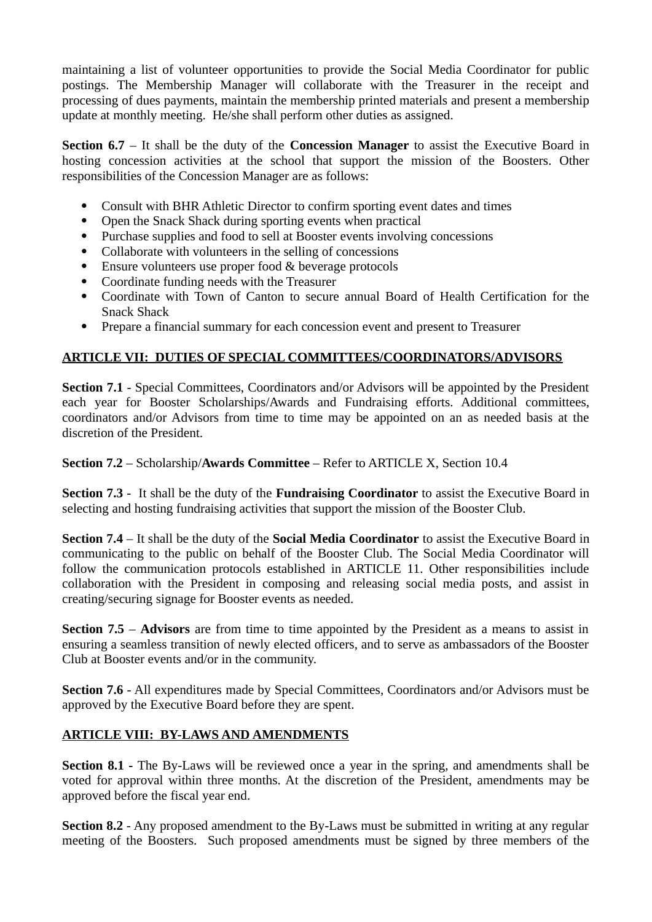maintaining a list of volunteer opportunities to provide the Social Media Coordinator for public postings. The Membership Manager will collaborate with the Treasurer in the receipt and processing of dues payments, maintain the membership printed materials and present a membership update at monthly meeting. He/she shall perform other duties as assigned.

**Section 6.7** – It shall be the duty of the **Concession Manager** to assist the Executive Board in hosting concession activities at the school that support the mission of the Boosters. Other responsibilities of the Concession Manager are as follows:

- Consult with BHR Athletic Director to confirm sporting event dates and times
- Open the Snack Shack during sporting events when practical
- Purchase supplies and food to sell at Booster events involving concessions
- Collaborate with volunteers in the selling of concessions
- Ensure volunteers use proper food & beverage protocols
- Coordinate funding needs with the Treasurer
- Coordinate with Town of Canton to secure annual Board of Health Certification for the Snack Shack
- Prepare a financial summary for each concession event and present to Treasurer

## ARTICLE VII: DUTIES OF SPECIAL COMMITTEES/COORDINATORS/ADVISORS

**Section 7.1** - Special Committees, Coordinators and/or Advisors will be appointed by the President each year for Booster Scholarships/Awards and Fundraising efforts. Additional committees, coordinators and/or Advisors from time to time may be appointed on an as needed basis at the discretion of the President.

**Section 7.2** – Scholarship/**Awards Committee** – Refer to ARTICLE X, Section 10.4

**Section 7.3** - It shall be the duty of the **Fundraising Coordinator** to assist the Executive Board in selecting and hosting fundraising activities that support the mission of the Booster Club.

**Section 7.4** – It shall be the duty of the **Social Media Coordinator** to assist the Executive Board in communicating to the public on behalf of the Booster Club. The Social Media Coordinator will follow the communication protocols established in ARTICLE 11. Other responsibilities include collaboration with the President in composing and releasing social media posts, and assist in creating/securing signage for Booster events as needed.

**Section 7.5** – **Advisors** are from time to time appointed by the President as a means to assist in ensuring a seamless transition of newly elected officers, and to serve as ambassadors of the Booster Club at Booster events and/or in the community.

**Section 7.6** - All expenditures made by Special Committees, Coordinators and/or Advisors must be approved by the Executive Board before they are spent.

## ARTICLE VIII: BY-LAWS AND AMENDMENTS

**Section 8.1** - The By-Laws will be reviewed once a year in the spring, and amendments shall be voted for approval within three months. At the discretion of the President, amendments may be approved before the fiscal year end.

**Section 8.2** - Any proposed amendment to the By-Laws must be submitted in writing at any regular meeting of the Boosters. Such proposed amendments must be signed by three members of the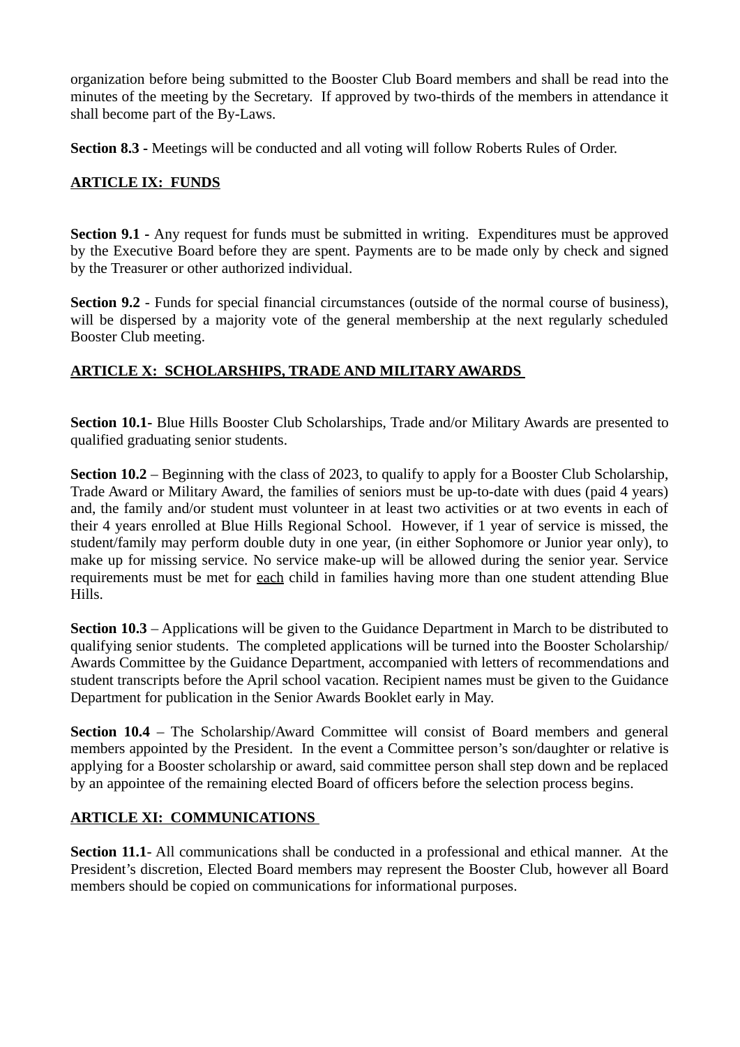organization before being submitted to the Booster Club Board members and shall be read into the minutes of the meeting by the Secretary. If approved by two-thirds of the members in attendance it shall become part of the By-Laws.

**Section 8.3 -** Meetings will be conducted and all voting will follow Roberts Rules of Order.

## ARTICLE IX: FUNDS

**Section 9.1 -** Any request for funds must be submitted in writing. Expenditures must be approved by the Executive Board before they are spent. Payments are to be made only by check and signed by the Treasurer or other authorized individual.

**Section 9.2** - Funds for special financial circumstances (outside of the normal course of business), will be dispersed by a majority vote of the general membership at the next regularly scheduled Booster Club meeting.

## ARTICLE X: SCHOLARSHIPS, TRADE AND MILITARY AWARDS

**Section 10.1-** Blue Hills Booster Club Scholarships, Trade and/or Military Awards are presented to qualified graduating senior students.

**Section 10.2** – Beginning with the class of 2023, to qualify to apply for a Booster Club Scholarship, Trade Award or Military Award, the families of seniors must be up-to-date with dues (paid 4 years) and, the family and/or student must volunteer in at least two activities or at two events in each of their 4 years enrolled at Blue Hills Regional School. However, if 1 year of service is missed, the student/family may perform double duty in one year, (in either Sophomore or Junior year only), to make up for missing service. No service make-up will be allowed during the senior year. Service requirements must be met for each child in families having more than one student attending Blue Hills.

**Section 10.3** – Applications will be given to the Guidance Department in March to be distributed to qualifying senior students. The completed applications will be turned into the Booster Scholarship/ Awards Committee by the Guidance Department, accompanied with letters of recommendations and student transcripts before the April school vacation. Recipient names must be given to the Guidance Department for publication in the Senior Awards Booklet early in May.

**Section 10.4** – The Scholarship/Award Committee will consist of Board members and general members appointed by the President. In the event a Committee person's son/daughter or relative is applying for a Booster scholarship or award, said committee person shall step down and be replaced by an appointee of the remaining elected Board of officers before the selection process begins.

## ARTICLE XI: COMMUNICATIONS

**Section 11.1**- All communications shall be conducted in a professional and ethical manner. At the President's discretion, Elected Board members may represent the Booster Club, however all Board members should be copied on communications for informational purposes.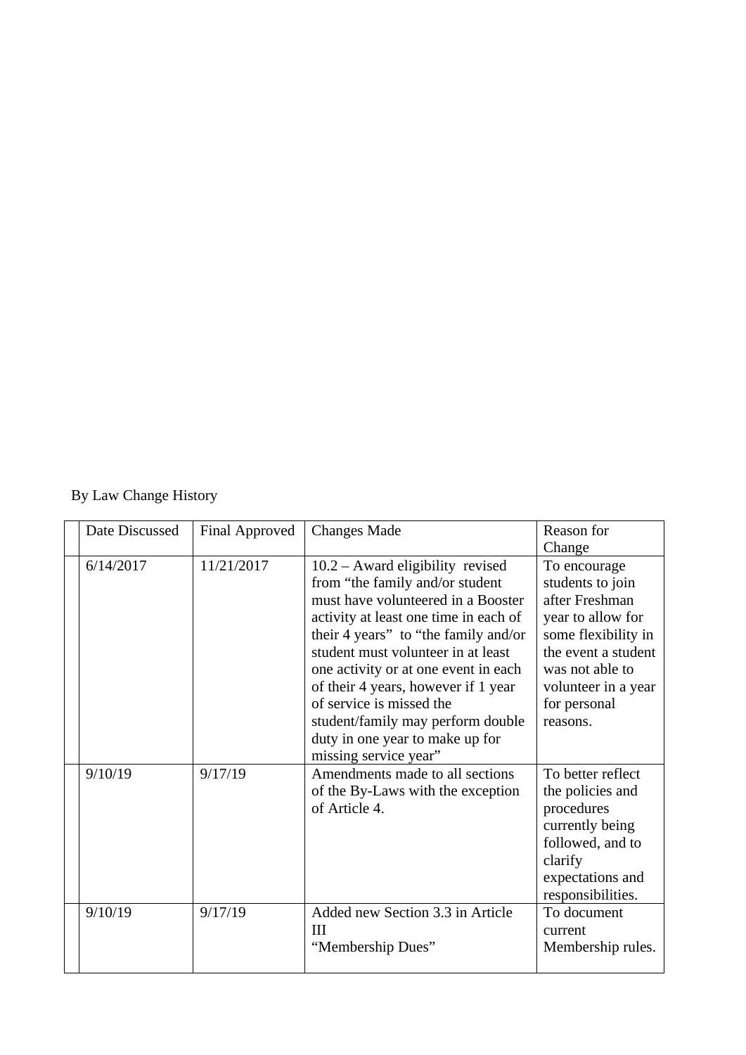By Law Change History

| | Date Discussed | Final Approved | Changes Made | Reason for Change |
|---|---|---|---|---|
| | 6/14/2017 | 11/21/2017 | 10.2 – Award eligibility revised from “the family and/or student must have volunteered in a Booster activity at least one time in each of their 4 years” to “the family and/or student must volunteer in at least one activity or at one event in each of their 4 years, however if 1 year of service is missed the student/family may perform double duty in one year to make up for missing service year” | To encourage students to join after Freshman year to allow for some flexibility in the event a student was not able to volunteer in a year for personal reasons. |
| | 9/10/19 | 9/17/19 | Amendments made to all sections of the By-Laws with the exception of Article 4. | To better reflect the policies and procedures currently being followed, and to clarify expectations and responsibilities. |
| | 9/10/19 | 9/17/19 | Added new Section 3.3 in Article III “Membership Dues” | To document current Membership rules. |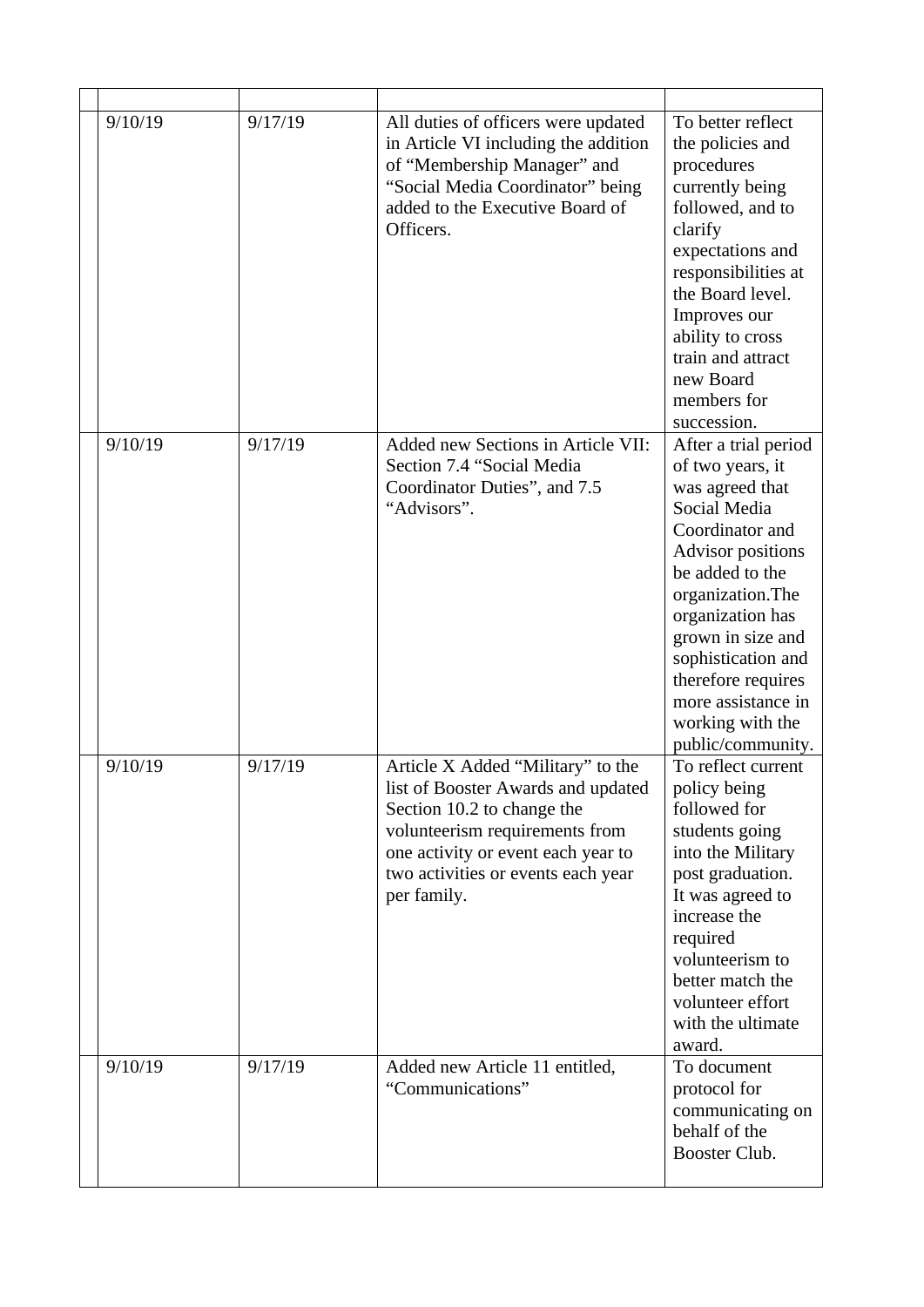| | | | | |
|---|---|---|---|---|
| | 9/10/19 | 9/17/19 | All duties of officers were updated in Article VI including the addition of "Membership Manager" and "Social Media Coordinator" being added to the Executive Board of Officers. | To better reflect the policies and procedures currently being followed, and to clarify expectations and responsibilities at the Board level. Improves our ability to cross train and attract new Board members for succession. |
| | 9/10/19 | 9/17/19 | Added new Sections in Article VII: Section 7.4 "Social Media Coordinator Duties", and 7.5 "Advisors". | After a trial period of two years, it was agreed that Social Media Coordinator and Advisor positions be added to the organization.The organization has grown in size and sophistication and therefore requires more assistance in working with the public/community. |
| | 9/10/19 | 9/17/19 | Article X Added "Military" to the list of Booster Awards and updated Section 10.2 to change the volunteerism requirements from one activity or event each year to two activities or events each year per family. | To reflect current policy being followed for students going into the Military post graduation. It was agreed to increase the required volunteerism to better match the volunteer effort with the ultimate award. |
| | 9/10/19 | 9/17/19 | Added new Article 11 entitled, "Communications" | To document protocol for communicating on behalf of the Booster Club. |